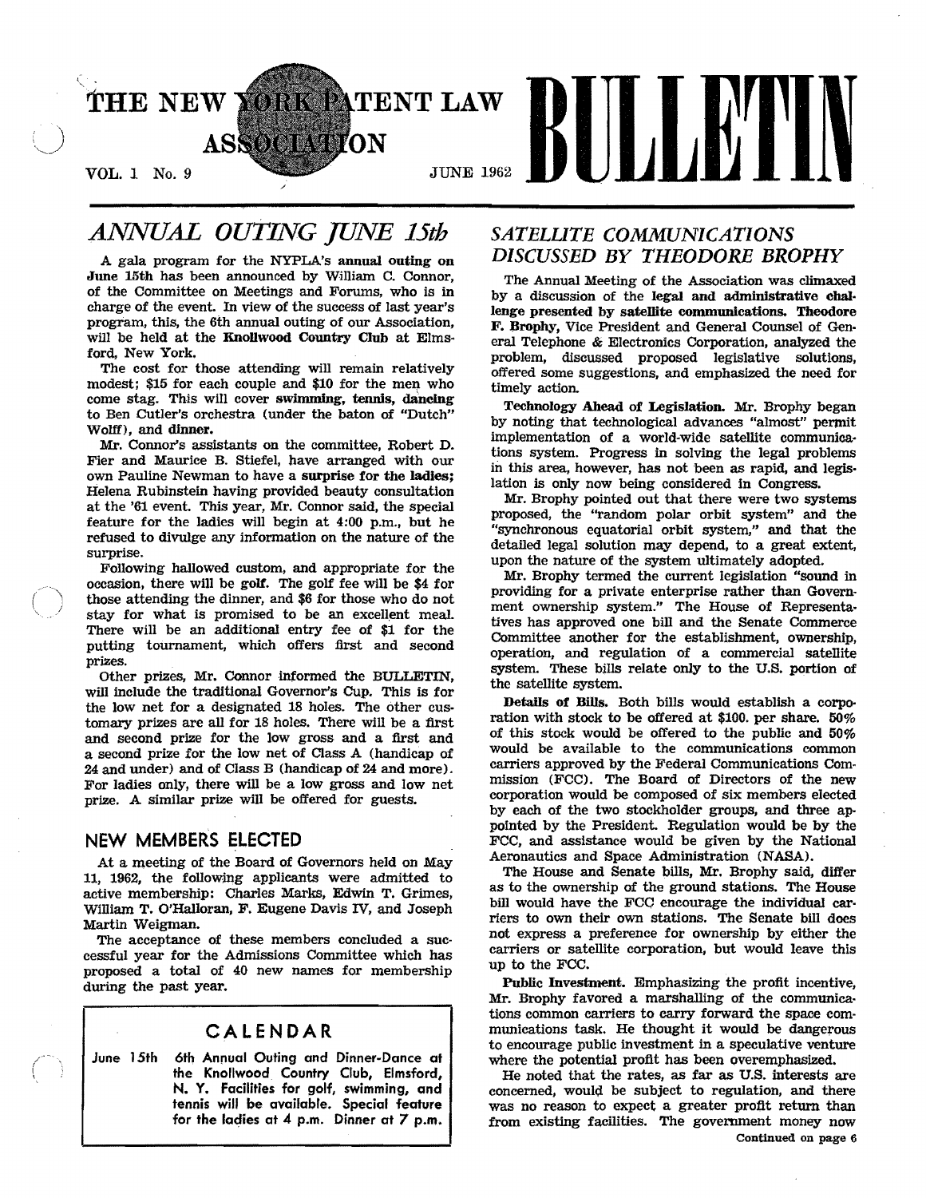# THE NEW YORK PATENT LAW ASSOCIATION BULLETIN

VOL. 1 No. 9 JUNE 1962

## *ANNUAL OUTING JUNE 15th*

A gala program for the NYPLA's **annual outing** on **June 15th** has been announced by William C. Connor, of the Committee on Meetings and Forums, who is in charge of the event. In view of the success of last year's program, this, the 6th annual outing of our Association, will be held at the **Knollwood Country Club** at Elmsford, New York.

The cost for those attending will remain relatively modest; $15 for each couple and $10 for the men who come stag. This will cover **swimming, tennis, dancing** to Ben Cutler's orchestra (under the baton of "Dutch" Wolff), and **dinner.**

Mr. Connor's assistants on the committee, Robert D. Fier and Maurice B. Stiefel, have arranged with our own Pauline Newman to have a **surprise for the ladies;** Helena Rubinstein having provided beauty consultation at the '61 event. This year, Mr. Connor said, the special feature for the ladies will begin at 4:00 p.m., but he refused to divulge any information on the nature of the surprise.

Following hallowed custom, and appropriate for the occasion, there will be **golf.** The golf fee will be $4 for those attending the dinner, and $6 for those who do not stay for what is promised to be an excellent meal. There will be an additional entry fee of $1 for the putting tournament, which offers first and second prizes.

Other prizes, Mr. Connor informed the BULLETIN, will include the traditional Governor's Cup. This is for the low net for a designated 18 holes. The other customary prizes are all for 18 holes. There will be a first and second prize for the low gross and a first and a second prize for the low net of Class A (handicap of 24 and under) and of Class B (handicap of 24 and more). For ladies only, there will be a low gross and low net prize. A similar prize will be offered for guests.

## NEW MEMBERS ELECTED

At a meeting of the Board of Governors held on May 11, 1962, the following applicants were admitted to active membership: Charles Marks, Edwin T. Grimes, William T. O'Halloran, F. Eugene Davis IV, and Joseph Martin Weigman.

The acceptance of these members concluded a successful year for the Admissions Committee which has proposed a total of 40 new names for membership during the past year.

### CALENDAR

**June 15th** 6th Annual Outing and Dinner-Dance at the Knollwood Country Club, Elmsford, N. Y. Facilities for golf, swimming, and tennis will be available. Special feature for the ladies at 4 p.m. Dinner at 7 p.m.

## *SATELLITE COMMUNICATIONS DISCUSSED BY THEODORE BROPHY*

The Annual Meeting of the Association was climaxed by a discussion of the **legal and administrative challenge presented by satellite communications. Theodore F. Brophy,** Vice President and General Counsel of General Telephone & Electronics Corporation, analyzed the problem, discussed proposed legislative solutions, offered some suggestions, and emphasized the need for timely action.

**Technology Ahead of Legislation.** Mr. Brophy began by noting that technological advances "almost" permit implementation of a world-wide satellite communications system. Progress in solving the legal problems in this area, however, has not been as rapid, and legislation is only now being considered in Congress.

Mr. Brophy pointed out that there were two systems proposed, the "random polar orbit system" and the "synchronous equatorial orbit system," and that the detailed legal solution may depend, to a great extent, upon the nature of the system ultimately adopted.

Mr. Brophy termed the current legislation "sound in providing for a private enterprise rather than Government ownership system." The House of Representatives has approved one bill and the Senate Commerce Committee another for the establishment, ownership, operation, and regulation of a commercial satellite system. These bills relate only to the U.S. portion of the satellite system.

**Details of Bills.** Both bills would establish a corporation with stock to be offered at $100. per share. 50% of this stock would be offered to the public and 50% would be available to the communications common carriers approved by the Federal Communications Commission (FCC). The Board of Directors of the new corporation would be composed of six members elected by each of the two stockholder groups, and three appointed by the President. Regulation would be by the FCC, and assistance would be given by the National Aeronautics and Space Administration (NASA).

The House and Senate bills, Mr. Brophy said, differ as to the ownership of the ground stations. The House bill would have the FCC encourage the individual carriers to own their own stations. The Senate bill does not express a preference for ownership by either the carriers or satellite corporation, but would leave this up to the FCC.

**Public Investment.** Emphasizing the profit incentive, Mr. Brophy favored a marshalling of the communications common carriers to carry forward the space communications task. He thought it would be dangerous to encourage public investment in a speculative venture where the potential profit has been overemphasized.

He noted that the rates, as far as U.S. interests are concerned, would be subject to regulation, and there was no reason to expect a greater profit return than from existing facilities. The government money now

Continued on page 6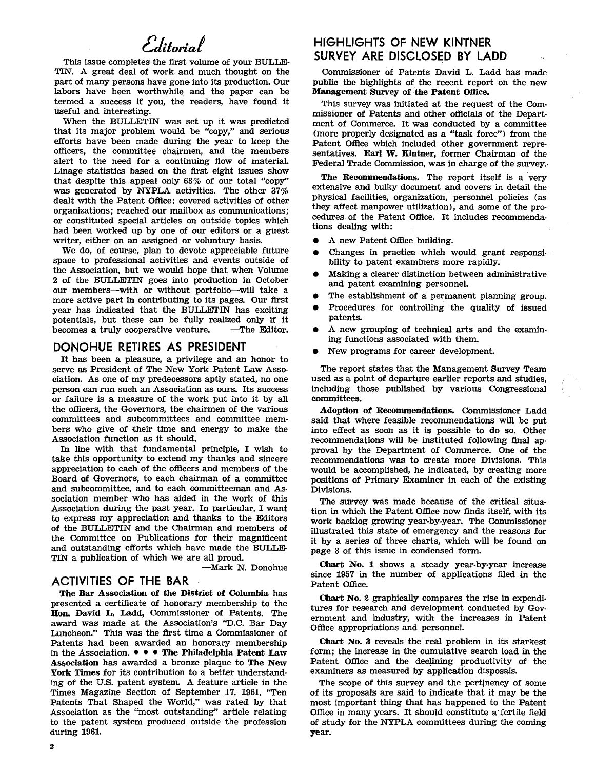## *Editorial*

This issue completes the first volume of your BULLETIN. A great deal of work and much thought on the part of many persons have gone into its production. Our labors have been worthwhile and the paper can be termed a success if you, the readers, have found it useful and interesting.

When the BULLETIN was set up it was predicted that its major problem would be "copy," and serious efforts have been made during the year to keep the officers, the committee chairmen, and the members alert to the need for a continuing flow of material. Linage statistics based on the first eight issues show that despite this appeal only 63% of our total "copy" was generated by NYPLA activities. The other 37% dealt with the Patent Office; covered activities of other organizations; reached our mailbox as communications; or constituted special articles on outside topics which had been worked up by one of our editors or a guest writer, either on an assigned or voluntary basis.

We do, of course, plan to devote appreciable future space to professional activities and events outside of the Association, but we would hope that when Volume 2 of the BULLETIN goes into production in October our members—with or without portfolio—will take a more active part in contributing to its pages. Our first year has indicated that the BULLETIN has exciting potentials, but these can be fully realized only if it becomes a truly cooperative venture. —The Editor.

## DONOHUE RETIRES AS PRESIDENT

It has been a pleasure, a privilege and an honor to serve as President of The New York Patent Law Association. As one of my predecessors aptly stated, no one person can run such an Association as ours. Its success or failure is a measure of the work put into it by all the officers, the Governors, the chairmen of the various committees and subcommittees and committee members who give of their time and energy to make the Association function as it should.

In line with that fundamental principle, I wish to take this opportunity to extend my thanks and sincere appreciation to each of the officers and members of the Board of Governors, to each chairman of a committee and subcommittee, and to each committeeman and Association member who has aided in the work of this Association during the past year. In particular, I want to express my appreciation and thanks to the Editors of the BULLETIN and the Chairman and members of the Committee on Publications for their magnificent and outstanding efforts which have made the BULLETIN a publication of which we are all proud.

—Mark N. Donohue

## ACTIVITIES OF THE BAR

**The Bar Association of the District of Columbia** has presented a certificate of honorary membership to the **Hon. David L. Ladd,** Commissioner of Patents. The award was made at the Association's "D.C. Bar Day Luncheon." This was the first time a Commissioner of Patents had been awarded an honorary membership in the Association. • • • **The Philadelphia Patent Law Association** has awarded a bronze plaque to **The New York Times** for its contribution to a better understanding of the U.S. patent system. A feature article in the Times Magazine Section of September 17, 1961, "Ten Patents That Shaped the World," was rated by that Association as the "most outstanding" article relating to the patent system produced outside the profession during 1961.

## HIGHLIGHTS OF NEW KINTNER SURVEY ARE DISCLOSED BY LADD

Commissioner of Patents David L. Ladd has made public the highlights of the recent report on the new **Management Survey of the Patent Office.**

This survey was initiated at the request of the Commissioner of Patents and other officials of the Department of Commerce. It was conducted by a committee (more properly designated as a "task force") from the Patent Office which included other government representatives. **Earl W. Kintner,** former Chairman of the Federal Trade Commission, was in charge of the survey.

**The Recommendations.** The report itself is a very extensive and bulky document and covers in detail the physical facilities, organization, personnel policies (as they affect manpower utilization), and some of the procedures of the Patent Office. It includes recommendations dealing with:

- A new Patent Office building.
- Changes in practice which would grant responsibility to patent examiners more rapidly.
- Making a clearer distinction between administrative and patent examining personnel.
- The establishment of a permanent planning group.
- Procedures for controlling the quality of issued patents.
- A new grouping of technical arts and the examining functions associated with them.
- New programs for career development.

The report states that the Management Survey Team used as a point of departure earlier reports and studies, including those published by various Congressional committees.

**Adoption of Recommendations.** Commissioner Ladd said that where feasible recommendations will be put into effect as soon as it is possible to do so. Other recommendations will be instituted following final approval by the Department of Commerce. One of the recommendations was to create more Divisions. This would be accomplished, he indicated, by creating more positions of Primary Examiner in each of the existing Divisions.

The survey was made because of the critical situation in which the Patent Office now finds itself, with its work backlog growing year-by-year. The Commissioner illustrated this state of emergency and the reasons for it by a series of three charts, which will be found on page 3 of this issue in condensed form.

**Chart No. 1** shows a steady year-by-year increase since 1957 in the number of applications filed in the Patent Office.

**Chart No. 2** graphically compares the rise in expenditures for research and development conducted by Government and industry, with the increases in Patent Office appropriations and personnel.

**Chart No. 3** reveals the real problem in its starkest form; the increase in the cumulative search load in the Patent Office and the declining productivity of the examiners as measured by application disposals.

The scope of this survey and the pertinency of some of its proposals are said to indicate that it may be the most important thing that has happened to the Patent Office in many years. It should constitute a fertile field of study for the NYPLA committees during the coming year.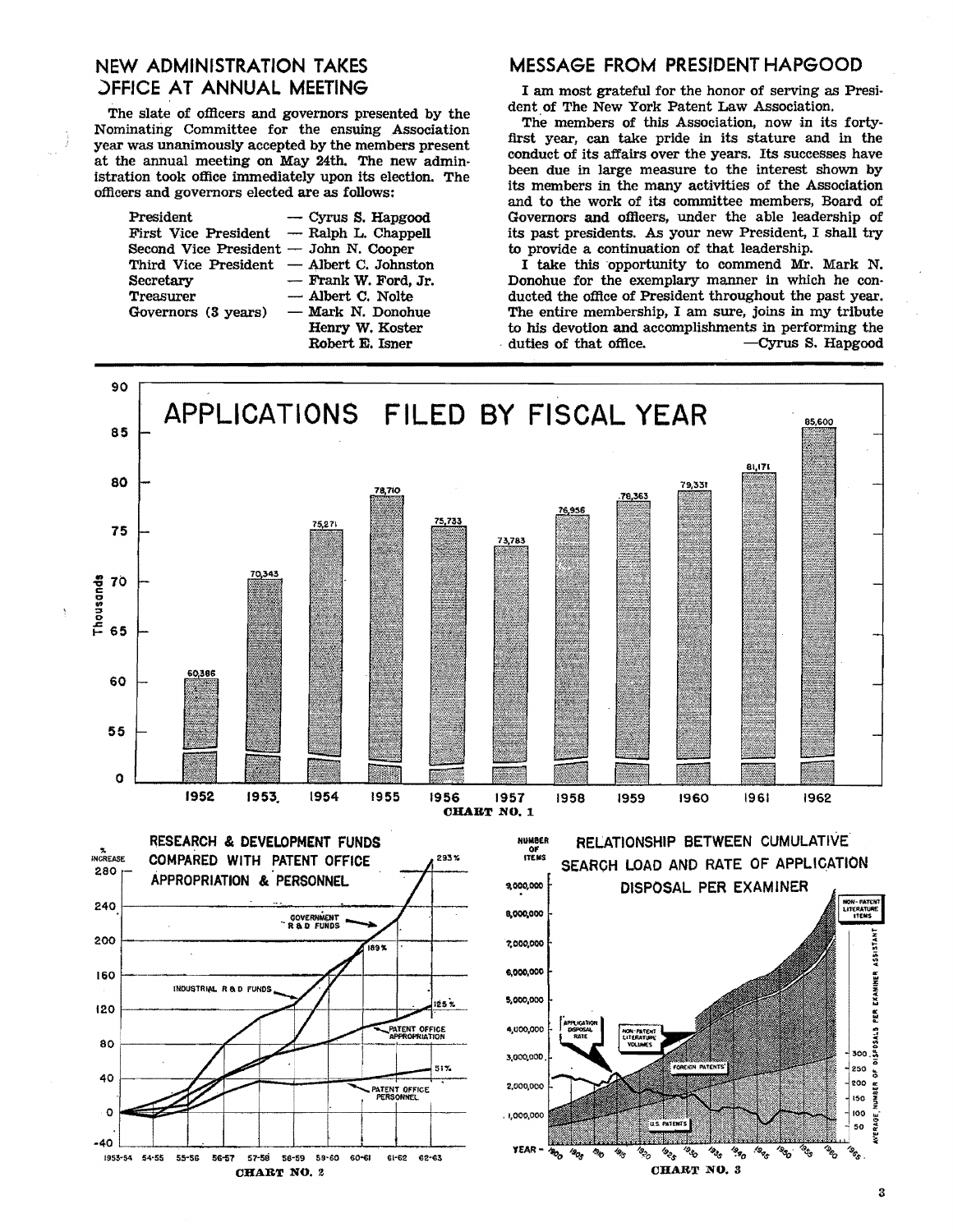## NEW ADMINISTRATION TAKES OFFICE AT ANNUAL MEETING

The slate of officers and governors presented by the Nominating Committee for the ensuing Association year was unanimously accepted by the members present at the annual meeting on May 24th. The new administration took office immediately upon its election. The officers and governors elected are as follows:

| | |
|---|---|
| President | — Cyrus S. Hapgood |
| First Vice President | — Ralph L. Chappell |
| Second Vice President | — John N. Cooper |
| Third Vice President | — Albert C. Johnston |
| Secretary | — Frank W. Ford, Jr. |
| Treasurer | — Albert C. Nolte |
| Governors (3 years) | — Mark N. Donohue |
| | Henry W. Koster |
| | Robert E. Isner |

## MESSAGE FROM PRESIDENT HAPGOOD

I am most grateful for the honor of serving as President of The New York Patent Law Association.

The members of this Association, now in its forty-first year, can take pride in its stature and in the conduct of its affairs over the years. Its successes have been due in large measure to the interest shown by its members in the many activities of the Association and to the work of its committee members, Board of Governors and officers, under the able leadership of its past presidents. As your new President, I shall try to provide a continuation of that leadership.

I take this opportunity to commend Mr. Mark N. Donohue for the exemplary manner in which he conducted the office of President throughout the past year. The entire membership, I am sure, joins in my tribute to his devotion and accomplishments in performing the duties of that office.

—Cyrus S. Hapgood

### APPLICATIONS FILED BY FISCAL YEAR

| Year | 1952 | 1953 | 1954 | 1955 | 1956 | 1957 | 1958 | 1959 | 1960 | 1961 | 1962 |
|---|---|---|---|---|---|---|---|---|---|---|---|
| Applications | 60,386 | 70,343 | 75,271 | 78,710 | 75,733 | 73,783 | 76,956 | 78,363 | 79,331 | 81,171 | 85,600 |

**CHART NO. 1**

### RESEARCH & DEVELOPMENT FUNDS COMPARED WITH PATENT OFFICE APPROPRIATION & PERSONNEL

% Increase, 1953-54 to 62-63: Government R & D Funds (293%), Industrial R & D Funds (189%), Patent Office Appropriation (125%), Patent Office Personnel (51%).

**CHART NO. 2**

### RELATIONSHIP BETWEEN CUMULATIVE SEARCH LOAD AND RATE OF APPLICATION DISPOSAL PER EXAMINER

Number of items (U.S. Patents, Foreign Patents, Non-Patent Literature Volumes, Non-Patent Literature Items) and Application Disposal Rate (average number of disposals per examiner assistant), years 1900–1965.

**CHART NO. 3**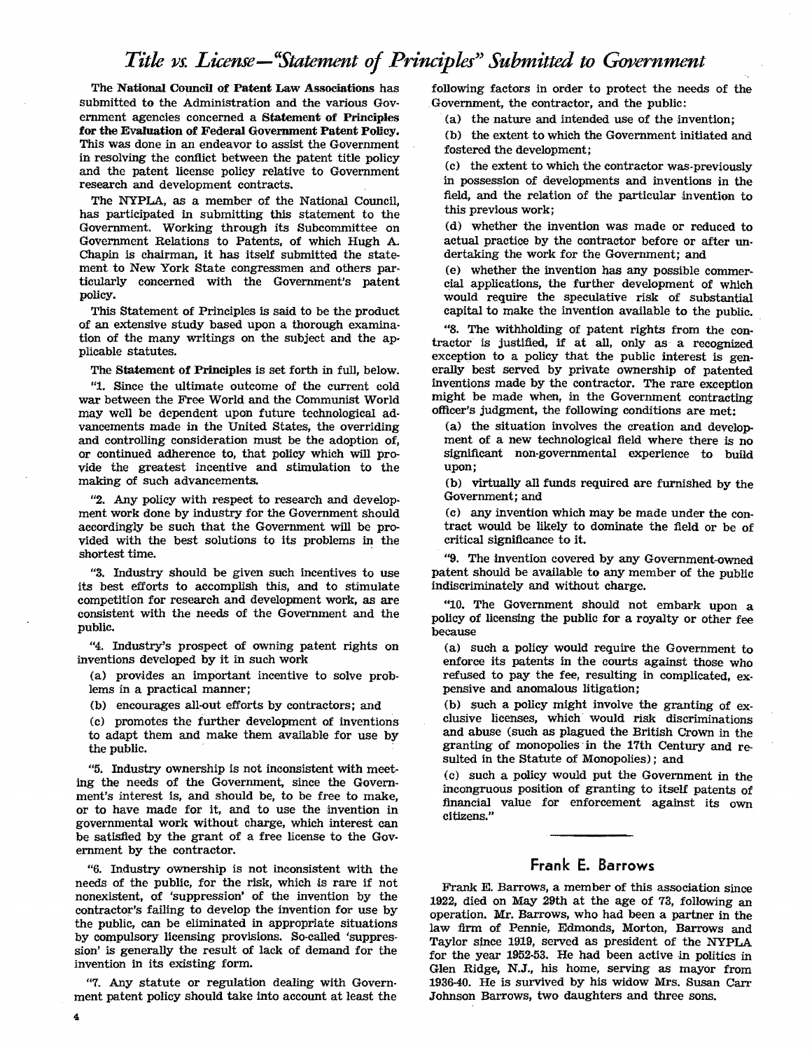# *Title vs. License—"Statement of Principles" Submitted to Government*

The **National Council of Patent Law Associations** has submitted to the Administration and the various Government agencies concerned a **Statement of Principles for the Evaluation of Federal Government Patent Policy.** This was done in an endeavor to assist the Government in resolving the conflict between the patent title policy and the patent license policy relative to Government research and development contracts.

The NYPLA, as a member of the National Council, has participated in submitting this statement to the Government. Working through its Subcommittee on Government Relations to Patents, of which Hugh A. Chapin is chairman, it has itself submitted the statement to New York State congressmen and others particularly concerned with the Government's patent policy.

This Statement of Principles is said to be the product of an extensive study based upon a thorough examination of the many writings on the subject and the applicable statutes.

The **Statement of Principles** is set forth in full, below.

"1. Since the ultimate outcome of the current cold war between the Free World and the Communist World may well be dependent upon future technological advancements made in the United States, the overriding and controlling consideration must be the adoption of, or continued adherence to, that policy which will provide the greatest incentive and stimulation to the making of such advancements.

"2. Any policy with respect to research and development work done by industry for the Government should accordingly be such that the Government will be provided with the best solutions to its problems in the shortest time.

"3. Industry should be given such incentives to use its best efforts to accomplish this, and to stimulate competition for research and development work, as are consistent with the needs of the Government and the public.

"4. Industry's prospect of owning patent rights on inventions developed by it in such work

(a) provides an important incentive to solve problems in a practical manner;

(b) encourages all-out efforts by contractors; and

(c) promotes the further development of inventions to adapt them and make them available for use by the public.

"5. Industry ownership is not inconsistent with meeting the needs of the Government, since the Government's interest is, and should be, to be free to make, or to have made for it, and to use the invention in governmental work without charge, which interest can be satisfied by the grant of a free license to the Government by the contractor.

"6. Industry ownership is not inconsistent with the needs of the public, for the risk, which is rare if not nonexistent, of 'suppression' of the invention by the contractor's failing to develop the invention for use by the public, can be eliminated in appropriate situations by compulsory licensing provisions. So-called 'suppression' is generally the result of lack of demand for the invention in its existing form.

"7. Any statute or regulation dealing with Government patent policy should take into account at least the following factors in order to protect the needs of the Government, the contractor, and the public:

(a) the nature and intended use of the invention;

(b) the extent to which the Government initiated and fostered the development;

(c) the extent to which the contractor was previously in possession of developments and inventions in the field, and the relation of the particular invention to this previous work;

(d) whether the invention was made or reduced to actual practice by the contractor before or after undertaking the work for the Government; and

(e) whether the invention has any possible commercial applications, the further development of which would require the speculative risk of substantial capital to make the invention available to the public.

"8. The withholding of patent rights from the contractor is justified, if at all, only as a recognized exception to a policy that the public interest is generally best served by private ownership of patented inventions made by the contractor. The rare exception might be made when, in the Government contracting officer's judgment, the following conditions are met:

(a) the situation involves the creation and development of a new technological field where there is no significant non-governmental experience to build upon;

(b) virtually all funds required are furnished by the Government; and

(c) any invention which may be made under the contract would be likely to dominate the field or be of critical significance to it.

"9. The invention covered by any Government-owned patent should be available to any member of the public indiscriminately and without charge.

"10. The Government should not embark upon a policy of licensing the public for a royalty or other fee because

(a) such a policy would require the Government to enforce its patents in the courts against those who refused to pay the fee, resulting in complicated, expensive and anomalous litigation;

(b) such a policy might involve the granting of exclusive licenses, which would risk discriminations and abuse (such as plagued the British Crown in the granting of monopolies in the 17th Century and resulted in the Statute of Monopolies); and

(c) such a policy would put the Government in the incongruous position of granting to itself patents of financial value for enforcement against its own citizens."

## Frank E. Barrows

Frank E. Barrows, a member of this association since 1922, died on May 29th at the age of 73, following an operation. Mr. Barrows, who had been a partner in the law firm of Pennie, Edmonds, Morton, Barrows and Taylor since 1919, served as president of the NYPLA for the year 1952-53. He had been active in politics in Glen Ridge, N.J., his home, serving as mayor from 1936-40. He is survived by his widow Mrs. Susan Carr Johnson Barrows, two daughters and three sons.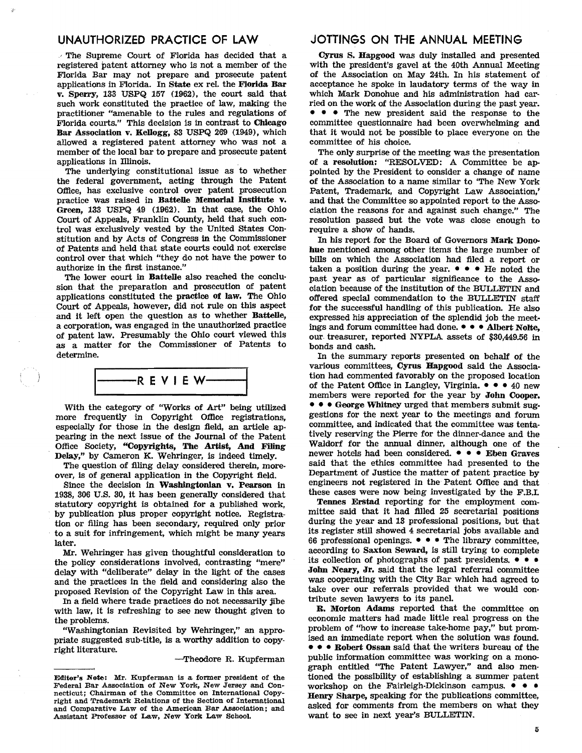## UNAUTHORIZED PRACTICE OF LAW

The Supreme Court of Florida has decided that a registered patent attorney who is not a member of the Florida Bar may not prepare and prosecute patent applications in Florida. In **State** ex rel. the **Florida Bar v. Sperry**, 133 USPQ 157 (1962), the court said that such work constituted the practice of law, making the practitioner "amenable to the rules and regulations of Florida courts." This decision is in contrast to **Chicago Bar Association v. Kellogg**, 83 USPQ 269 (1949), which allowed a registered patent attorney who was not a member of the local bar to prepare and prosecute patent applications in Illinois.

The underlying constitutional issue as to whether the federal government, acting through the Patent Office, has exclusive control over patent prosecution practice was raised in **Battelle Memorial Institute v. Green**, 133 USPQ 49 (1962). In that case, the Ohio Court of Appeals, Franklin County, held that such control was exclusively vested by the United States Constitution and by Acts of Congress in the Commissioner of Patents and held that state courts could not exercise control over that which "they do not have the power to authorize in the first instance."

The lower court in **Battelle** also reached the conclusion that the preparation and prosecution of patent applications constituted the **practice of law.** The Ohio Court of Appeals, however, did not rule on this aspect and it left open the question as to whether **Battelle,** a corporation, was engaged in the unauthorized practice of patent law. Presumably the Ohio court viewed this as a matter for the Commissioner of Patents to determine.

## REVIEW

With the category of "Works of Art" being utilized more frequently in Copyright Office registrations, especially for those in the design field, an article appearing in the next issue of the Journal of the Patent Office Society, **"Copyrights, The Artist, And Filing Delay,"** by Cameron K. Wehringer, is indeed timely.

The question of filing delay considered therein, moreover, is of general application in the Copyright field.

Since the decision in **Washingtonian v. Pearson** in 1938, 306 U.S. 30, it has been generally considered that statutory copyright is obtained for a published work, by publication plus proper copyright notice. Registration or filing has been secondary, required only prior to a suit for infringement, which might be many years later.

Mr. Wehringer has given thoughtful consideration to the policy considerations involved, contrasting "mere" delay with "deliberate" delay in the light of the cases and the practices in the field and considering also the proposed Revision of the Copyright Law in this area.

In a field where trade practices do not necessarily jibe with law, it is refreshing to see new thought given to the problems.

"Washingtonian Revisited by Wehringer," an appropriate suggested sub-title, is a worthy addition to copyright literature.

—Theodore R. Kupferman

---

**Editor's Note:** Mr. Kupferman is a former president of the Federal Bar Association of New York, New Jersey and Connecticut; Chairman of the Committee on International Copyright and Trademark Relations of the Section of International and Comparative Law of the American Bar Association; and Assistant Professor of Law, New York Law School.

## JOTTINGS ON THE ANNUAL MEETING

**Cyrus S. Hapgood** was duly installed and presented with the president's gavel at the 40th Annual Meeting of the Association on May 24th. In his statement of acceptance he spoke in laudatory terms of the way in which Mark Donohue and his administration had carried on the work of the Association during the past year. • • • The new president said the response to the committee questionnaire had been overwhelming and that it would not be possible to place everyone on the committee of his choice.

The only surprise of the meeting was the presentation of a **resolution:** "RESOLVED: A Committee be appointed by the President to consider a change of name of the Association to a name similar to 'The New York Patent, Trademark, and Copyright Law Association,' and that the Committee so appointed report to the Association the reasons for and against such change." The resolution passed but the vote was close enough to require a show of hands.

In his report for the Board of Governors **Mark Donohue** mentioned among other items the large number of bills on which the Association had filed a report or taken a position during the year. • • • He noted the past year as of particular significance to the Association because of the institution of the BULLETIN and offered special commendation to the BULLETIN staff for the successful handling of this publication. He also expressed his appreciation of the splendid job the meetings and forum committee had done. • • • **Albert Nolte,** our treasurer, reported NYPLA assets of $30,449.56 in bonds and cash.

In the summary reports presented on behalf of the various committees, **Cyrus Hapgood** said the Association had commented favorably on the proposed location of the Patent Office in Langley, Virginia. • • • 40 new members were reported for the year by **John Cooper.** • • • **George Whitney** urged that members submit suggestions for the next year to the meetings and forum committee, and indicated that the committee was tentatively reserving the Pierre for the dinner-dance and the Waldorf for the annual dinner, although one of the newer hotels had been considered. • • • **Eben Graves** said that the ethics committee had presented to the Department of Justice the matter of patent practice by engineers not registered in the Patent Office and that these cases were now being investigated by the F.B.I.

**Tennes Erstad** reporting for the employment committee said that it had filled 25 secretarial positions during the year and 18 professional positions, but that its register still showed 4 secretarial jobs available and 66 professional openings. • • • The library committee, according to **Saxton Seward,** is still trying to complete its collection of photographs of past presidents. • • • **John Neary, Jr.** said that the legal referral committee was cooperating with the City Bar which had agreed to take over our referrals provided that we would contribute seven lawyers to its panel.

**R. Morton Adams** reported that the committee on economic matters had made little real progress on the problem of "how to increase take-home pay," but promised an immediate report when the solution was found. • • • **Robert Ossan** said that the writers bureau of the public information committee was working on a monograph entitled "The Patent Lawyer," and also mentioned the possibility of establishing a summer patent workshop on the Fairleigh-Dickinson campus. • • • **Henry Sharpe,** speaking for the publications committee, asked for comments from the members on what they want to see in next year's BULLETIN.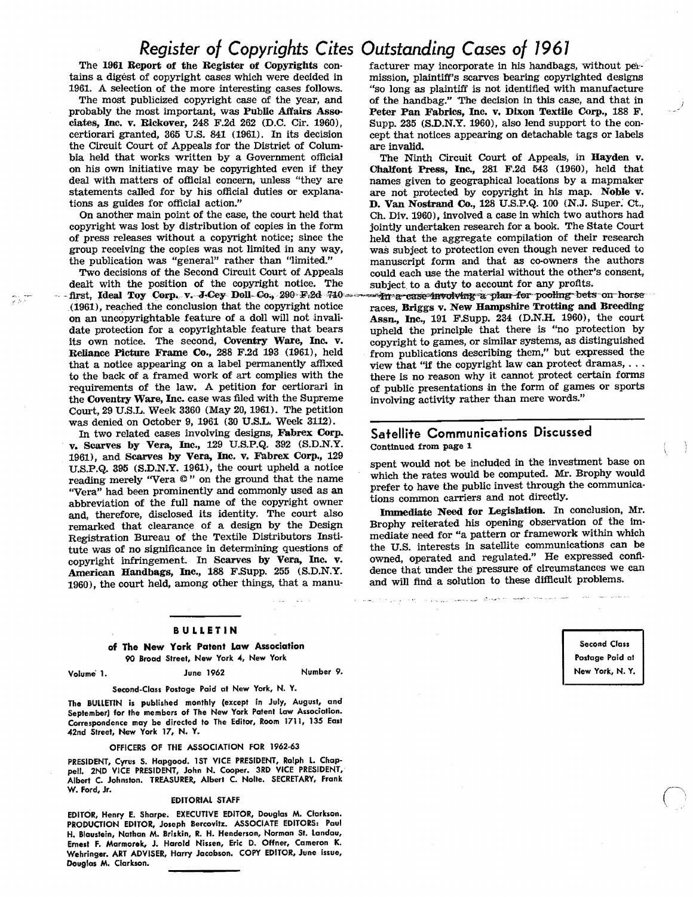# Register of Copyrights Cites Outstanding Cases of 1961

The **1961 Report of the Register of Copyrights** contains a digest of copyright cases which were decided in 1961. A selection of the more interesting cases follows.

The most publicized copyright case of the year, and probably the most important, was **Public Affairs Associates, Inc. v. Rickover**, 248 F.2d 262 (D.C. Cir. 1960), certiorari granted, 365 U.S. 841 (1961). In its decision the Circuit Court of Appeals for the District of Columbia held that works written by a Government official on his own initiative may be copyrighted even if they deal with matters of official concern, unless "they are statements called for by his official duties or explanations as guides for official action."

On another main point of the case, the court held that copyright was lost by distribution of copies in the form of press releases without a copyright notice; since the group receiving the copies was not limited in any way, the publication was "general" rather than "limited."

Two decisions of the Second Circuit Court of Appeals dealt with the position of the copyright notice. The first, **Ideal Toy Corp. v. J-Cey Doll Co.**, 290 F.2d 710 (1961), reached the conclusion that the copyright notice on an uncopyrightable feature of a doll will not invalidate protection for a copyrightable feature that bears its own notice. The second, **Coventry Ware, Inc. v. Reliance Picture Frame Co.**, 288 F.2d 193 (1961), held that a notice appearing on a label permanently affixed to the back of a framed work of art complies with the requirements of the law. A petition for certiorari in the **Coventry Ware, Inc.** case was filed with the Supreme Court, 29 U.S.L. Week 3360 (May 20, 1961). The petition was denied on October 9, 1961 (30 U.S.L. Week 3112).

In two related cases involving designs, **Fabrex Corp. v. Scarves by Vera, Inc.**, 129 U.S.P.Q. 392 (S.D.N.Y. 1961), and **Scarves by Vera, Inc. v. Fabrex Corp.**, 129 U.S.P.Q. 395 (S.D.N.Y. 1961), the court upheld a notice reading merely "Vera ©" on the ground that the name "Vera" had been prominently and commonly used as an abbreviation of the full name of the copyright owner and, therefore, disclosed its identity. The court also remarked that clearance of a design by the Design Registration Bureau of the Textile Distributors Institute was of no significance in determining questions of copyright infringement. In **Scarves by Vera, Inc. v. American Handbags, Inc.**, 188 F.Supp. 255 (S.D.N.Y. 1960), the court held, among other things, that a manufacturer may incorporate in his handbags, without permission, plaintiff's scarves bearing copyrighted designs "so long as plaintiff is not identified with manufacture of the handbag." The decision in this case, and that in **Peter Pan Fabrics, Inc. v. Dixon Textile Corp.**, 188 F. Supp. 235 (S.D.N.Y. 1960), also lend support to the concept that notices appearing on detachable tags or labels are invalid.

The Ninth Circuit Court of Appeals, in **Hayden v. Chalfont Press, Inc.**, 281 F.2d 543 (1960), held that names given to geographical locations by a mapmaker are not protected by copyright in his map. **Noble v. D. Van Nostrand Co.**, 128 U.S.P.Q. 100 (N.J. Super. Ct., Ch. Div. 1960), involved a case in which two authors had jointly undertaken research for a book. The State Court held that the aggregate compilation of their research was subject to protection even though never reduced to manuscript form and that as co-owners the authors could each use the material without the other's consent, subject to a duty to account for any profits.

In a case involving a plan for pooling bets on horse races, **Briggs v. New Hampshire Trotting and Breeding Assn., Inc.**, 191 F.Supp. 234 (D.N.H. 1960), the court upheld the principle that there is "no protection by copyright to games, or similar systems, as distinguished from publications describing them," but expressed the view that "if the copyright law can protect dramas, . . . there is no reason why it cannot protect certain forms of public presentations in the form of games or sports involving activity rather than mere words."

## Satellite Communications Discussed

Continued from page 1

spent would not be included in the investment base on which the rates would be computed. Mr. Brophy would prefer to have the public invest through the communications common carriers and not directly.

**Immediate Need for Legislation.** In conclusion, Mr. Brophy reiterated his opening observation of the immediate need for "a pattern or framework within which the U.S. interests in satellite communications can be owned, operated and regulated." He expressed confidence that under the pressure of circumstances we can and will find a solution to these difficult problems.

---

**BULLETIN**

**of The New York Patent Law Association**

90 Broad Street, New York 4, New York

Volume 1. June 1962 Number 9.

Second-Class Postage Paid at New York, N. Y.

The BULLETIN is published monthly (except in July, August, and September) for the members of The New York Patent Law Association. Correspondence may be directed to The Editor, Room 1711, 135 East 42nd Street, New York 17, N. Y.

OFFICERS OF THE ASSOCIATION FOR 1962-63

PRESIDENT, Cyrus S. Hapgood. 1ST VICE PRESIDENT, Ralph L. Chappell. 2ND VICE PRESIDENT, John N. Cooper. 3RD VICE PRESIDENT, Albert C. Johnston. TREASURER, Albert C. Nolte. SECRETARY, Frank W. Ford, Jr.

EDITORIAL STAFF

EDITOR, Henry E. Sharpe. EXECUTIVE EDITOR, Douglas M. Clarkson. PRODUCTION EDITOR, Joseph Bercovitz. ASSOCIATE EDITORS: Paul H. Blaustein, Nathan M. Briskin, R. H. Henderson, Norman St. Landau, Ernest F. Marmorek, J. Harold Nissen, Eric D. Offner, Cameron K. Wehringer. ART ADVISER, Harry Jacobson. COPY EDITOR, June issue, Douglas M. Clarkson.

Second Class
Postage Paid at
New York, N. Y.